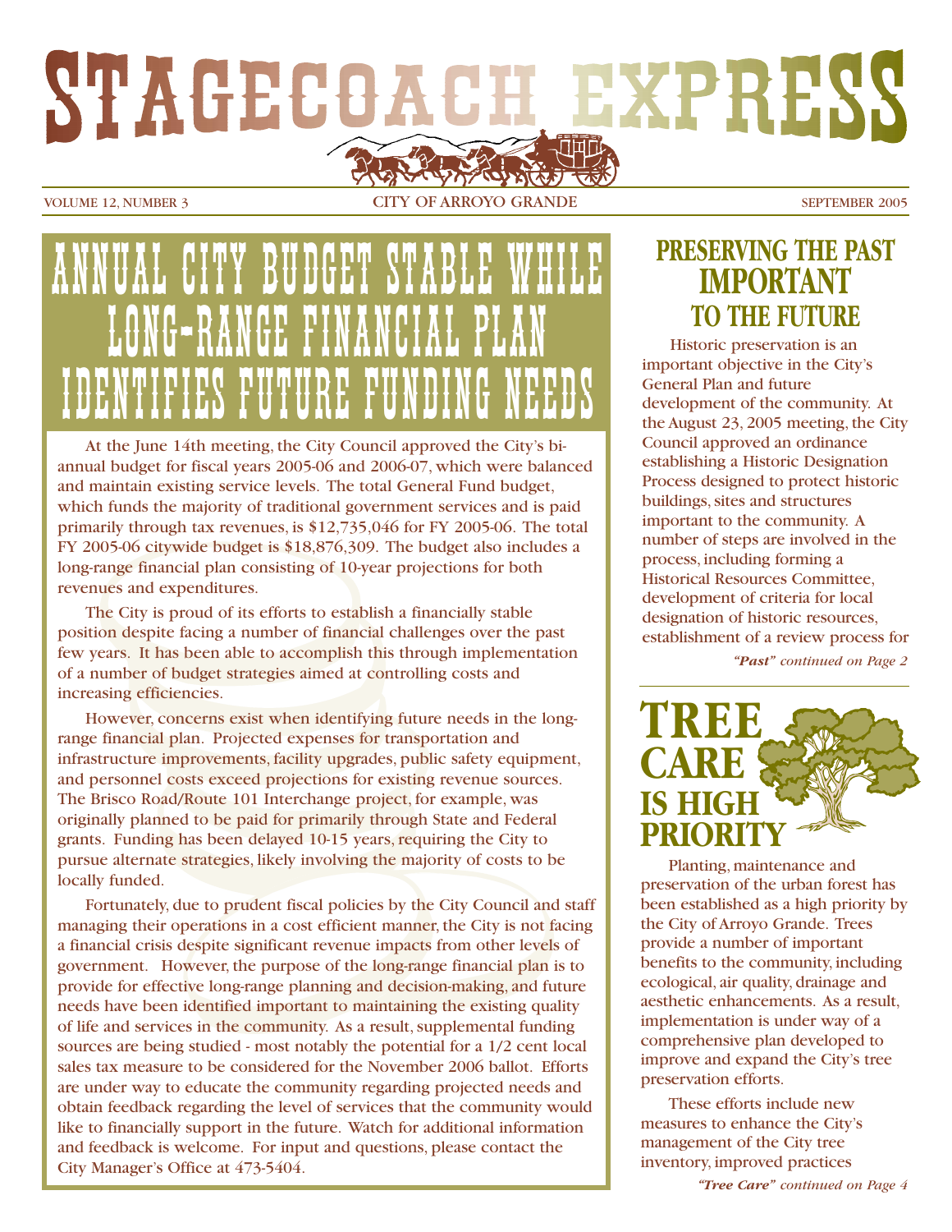# STAGECOACH EXPRESS

VOLUME 12, NUMBER 3 — CITY OF ARROYO GRANDE — SEPTEMBER 2005

## ANNUAL CITY BUDGET STABLE WHILE LONG-RANGE FINANCIAL PLAN IDENTIFIES FUTURE FUNDING NEEDS

At the June 14th meeting, the City Council approved the City's bi-annual budget for fiscal years 2005-06 and 2006-07, which were balanced and maintain existing service levels. The total General Fund budget, which funds the majority of traditional government services and is paid primarily through tax revenues, is $12,735,046 for FY 2005-06. The total FY 2005-06 citywide budget is $18,876,309. The budget also includes a long-range financial plan consisting of 10-year projections for both revenues and expenditures.

The City is proud of its efforts to establish a financially stable position despite facing a number of financial challenges over the past few years. It has been able to accomplish this through implementation of a number of budget strategies aimed at controlling costs and increasing efficiencies.

However, concerns exist when identifying future needs in the long-range financial plan. Projected expenses for transportation and infrastructure improvements, facility upgrades, public safety equipment, and personnel costs exceed projections for existing revenue sources. The Brisco Road/Route 101 Interchange project, for example, was originally planned to be paid for primarily through State and Federal grants. Funding has been delayed 10-15 years, requiring the City to pursue alternate strategies, likely involving the majority of costs to be locally funded.

Fortunately, due to prudent fiscal policies by the City Council and staff managing their operations in a cost efficient manner, the City is not facing a financial crisis despite significant revenue impacts from other levels of government. However, the purpose of the long-range financial plan is to provide for effective long-range planning and decision-making, and future needs have been identified important to maintaining the existing quality of life and services in the community. As a result, supplemental funding sources are being studied - most notably the potential for a 1/2 cent local sales tax measure to be considered for the November 2006 ballot. Efforts are under way to educate the community regarding projected needs and obtain feedback regarding the level of services that the community would like to financially support in the future. Watch for additional information and feedback is welcome. For input and questions, please contact the City Manager's Office at 473-5404.

## PRESERVING THE PAST IMPORTANT TO THE FUTURE

Historic preservation is an important objective in the City's General Plan and future development of the community. At the August 23, 2005 meeting, the City Council approved an ordinance establishing a Historic Designation Process designed to protect historic buildings, sites and structures important to the community. A number of steps are involved in the process, including forming a Historical Resources Committee, development of criteria for local designation of historic resources, establishment of a review process for

*"Past" continued on Page 2*

## TREE CARE IS HIGH PRIORITY

Planting, maintenance and preservation of the urban forest has been established as a high priority by the City of Arroyo Grande. Trees provide a number of important benefits to the community, including ecological, air quality, drainage and aesthetic enhancements. As a result, implementation is under way of a comprehensive plan developed to improve and expand the City's tree preservation efforts.

These efforts include new measures to enhance the City's management of the City tree inventory, improved practices

*"Tree Care" continued on Page 4*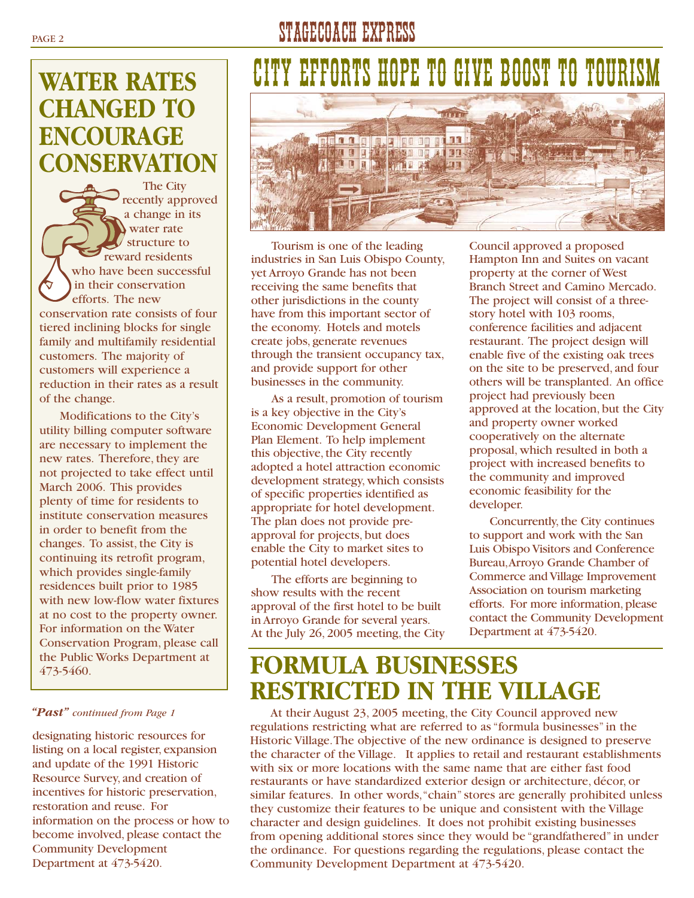## WATER RATES CHANGED TO ENCOURAGE CONSERVATION

The City recently approved a change in its water rate structure to reward residents who have been successful in their conservation efforts. The new conservation rate consists of four tiered inclining blocks for single family and multifamily residential customers. The majority of customers will experience a reduction in their rates as a result of the change.

Modifications to the City's utility billing computer software are necessary to implement the new rates. Therefore, they are not projected to take effect until March 2006. This provides plenty of time for residents to institute conservation measures in order to benefit from the changes. To assist, the City is continuing its retrofit program, which provides single-family residences built prior to 1985 with new low-flow water fixtures at no cost to the property owner. For information on the Water Conservation Program, please call the Public Works Department at 473-5460.

***"Past"** continued from Page 1*

designating historic resources for listing on a local register, expansion and update of the 1991 Historic Resource Survey, and creation of incentives for historic preservation, restoration and reuse. For information on the process or how to become involved, please contact the Community Development Department at 473-5420.

## CITY EFFORTS HOPE TO GIVE BOOST TO TOURISM

Tourism is one of the leading industries in San Luis Obispo County, yet Arroyo Grande has not been receiving the same benefits that other jurisdictions in the county have from this important sector of the economy. Hotels and motels create jobs, generate revenues through the transient occupancy tax, and provide support for other businesses in the community.

As a result, promotion of tourism is a key objective in the City's Economic Development General Plan Element. To help implement this objective, the City recently adopted a hotel attraction economic development strategy, which consists of specific properties identified as appropriate for hotel development. The plan does not provide pre-approval for projects, but does enable the City to market sites to potential hotel developers.

The efforts are beginning to show results with the recent approval of the first hotel to be built in Arroyo Grande for several years. At the July 26, 2005 meeting, the City Council approved a proposed Hampton Inn and Suites on vacant property at the corner of West Branch Street and Camino Mercado. The project will consist of a three-story hotel with 103 rooms, conference facilities and adjacent restaurant. The project design will enable five of the existing oak trees on the site to be preserved, and four others will be transplanted. An office project had previously been approved at the location, but the City and property owner worked cooperatively on the alternate proposal, which resulted in both a project with increased benefits to the community and improved economic feasibility for the developer.

Concurrently, the City continues to support and work with the San Luis Obispo Visitors and Conference Bureau, Arroyo Grande Chamber of Commerce and Village Improvement Association on tourism marketing efforts. For more information, please contact the Community Development Department at 473-5420.

## FORMULA BUSINESSES RESTRICTED IN THE VILLAGE

At their August 23, 2005 meeting, the City Council approved new regulations restricting what are referred to as "formula businesses" in the Historic Village. The objective of the new ordinance is designed to preserve the character of the Village. It applies to retail and restaurant establishments with six or more locations with the same name that are either fast food restaurants or have standardized exterior design or architecture, décor, or similar features. In other words, "chain" stores are generally prohibited unless they customize their features to be unique and consistent with the Village character and design guidelines. It does not prohibit existing businesses from opening additional stores since they would be "grandfathered" in under the ordinance. For questions regarding the regulations, please contact the Community Development Department at 473-5420.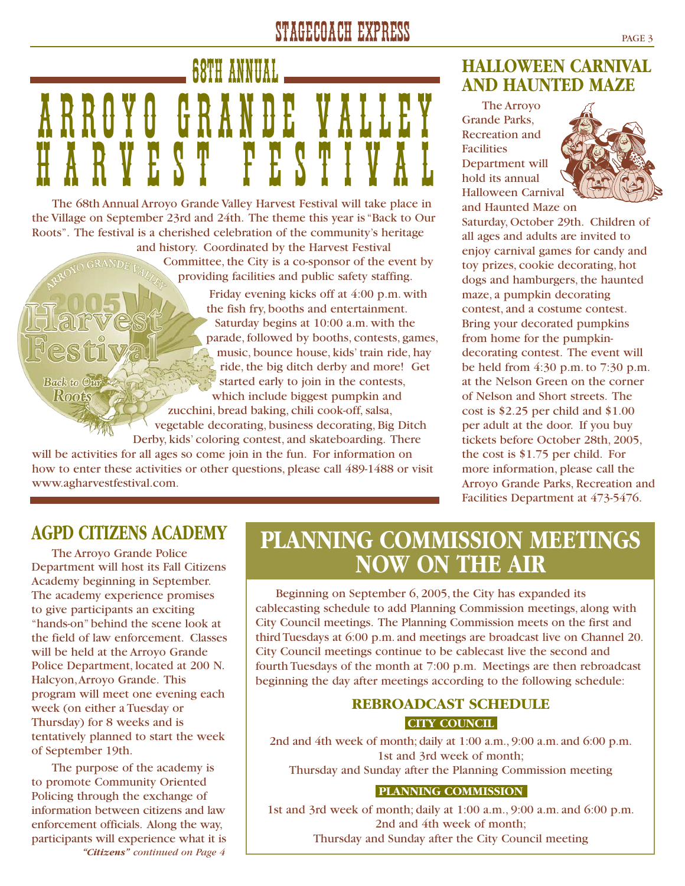# 68TH ANNUAL ARROYO GRANDE VALLEY HARVEST FESTIVAL

The 68th Annual Arroyo Grande Valley Harvest Festival will take place in the Village on September 23rd and 24th. The theme this year is "Back to Our Roots". The festival is a cherished celebration of the community's heritage and history. Coordinated by the Harvest Festival Committee, the City is a co-sponsor of the event by providing facilities and public safety staffing.

Friday evening kicks off at 4:00 p.m. with the fish fry, booths and entertainment. Saturday begins at 10:00 a.m. with the parade, followed by booths, contests, games, music, bounce house, kids' train ride, hay ride, the big ditch derby and more! Get started early to join in the contests, which include biggest pumpkin and zucchini, bread baking, chili cook-off, salsa, vegetable decorating, business decorating, Big Ditch Derby, kids' coloring contest, and skateboarding. There will be activities for all ages so come join in the fun. For information on how to enter these activities or other questions, please call 489-1488 or visit www.agharvestfestival.com.

## HALLOWEEN CARNIVAL AND HAUNTED MAZE

The Arroyo Grande Parks, Recreation and Facilities Department will hold its annual Halloween Carnival and Haunted Maze on Saturday, October 29th. Children of all ages and adults are invited to enjoy carnival games for candy and toy prizes, cookie decorating, hot dogs and hamburgers, the haunted maze, a pumpkin decorating contest, and a costume contest. Bring your decorated pumpkins from home for the pumpkin-decorating contest. The event will be held from 4:30 p.m. to 7:30 p.m. at the Nelson Green on the corner of Nelson and Short streets. The cost is $2.25 per child and $1.00 per adult at the door. If you buy tickets before October 28th, 2005, the cost is $1.75 per child. For more information, please call the Arroyo Grande Parks, Recreation and Facilities Department at 473-5476.

## AGPD CITIZENS ACADEMY

The Arroyo Grande Police Department will host its Fall Citizens Academy beginning in September. The academy experience promises to give participants an exciting "hands-on" behind the scene look at the field of law enforcement. Classes will be held at the Arroyo Grande Police Department, located at 200 N. Halcyon, Arroyo Grande. This program will meet one evening each week (on either a Tuesday or Thursday) for 8 weeks and is tentatively planned to start the week of September 19th.

The purpose of the academy is to promote Community Oriented Policing through the exchange of information between citizens and law enforcement officials. Along the way, participants will experience what it is

*"Citizens" continued on Page 4*

## PLANNING COMMISSION MEETINGS NOW ON THE AIR

Beginning on September 6, 2005, the City has expanded its cablecasting schedule to add Planning Commission meetings, along with City Council meetings. The Planning Commission meets on the first and third Tuesdays at 6:00 p.m. and meetings are broadcast live on Channel 20. City Council meetings continue to be cablecast live the second and fourth Tuesdays of the month at 7:00 p.m. Meetings are then rebroadcast beginning the day after meetings according to the following schedule:

### REBROADCAST SCHEDULE

**CITY COUNCIL**

2nd and 4th week of month; daily at 1:00 a.m., 9:00 a.m. and 6:00 p.m.
1st and 3rd week of month;
Thursday and Sunday after the Planning Commission meeting

**PLANNING COMMISSION**

1st and 3rd week of month; daily at 1:00 a.m., 9:00 a.m. and 6:00 p.m.
2nd and 4th week of month;
Thursday and Sunday after the City Council meeting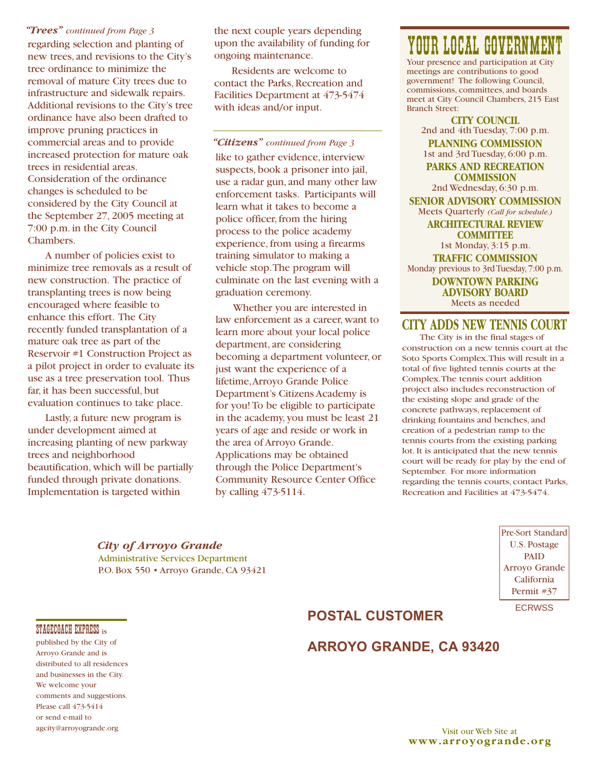*"Trees" continued from Page 3*

regarding selection and planting of new trees, and revisions to the City's tree ordinance to minimize the removal of mature City trees due to infrastructure and sidewalk repairs. Additional revisions to the City's tree ordinance have also been drafted to improve pruning practices in commercial areas and to provide increased protection for mature oak trees in residential areas. Consideration of the ordinance changes is scheduled to be considered by the City Council at the September 27, 2005 meeting at 7:00 p.m. in the City Council Chambers.

A number of policies exist to minimize tree removals as a result of new construction. The practice of transplanting trees is now being encouraged where feasible to enhance this effort. The City recently funded transplantation of a mature oak tree as part of the Reservoir #1 Construction Project as a pilot project in order to evaluate its use as a tree preservation tool. Thus far, it has been successful, but evaluation continues to take place.

Lastly, a future new program is under development aimed at increasing planting of new parkway trees and neighborhood beautification, which will be partially funded through private donations. Implementation is targeted within the next couple years depending upon the availability of funding for ongoing maintenance.

Residents are welcome to contact the Parks, Recreation and Facilities Department at 473-5474 with ideas and/or input.

*"Citizens" continued from Page 3*

like to gather evidence, interview suspects, book a prisoner into jail, use a radar gun, and many other law enforcement tasks. Participants will learn what it takes to become a police officer, from the hiring process to the police academy experience, from using a firearms training simulator to making a vehicle stop. The program will culminate on the last evening with a graduation ceremony.

Whether you are interested in law enforcement as a career, want to learn more about your local police department, are considering becoming a department volunteer, or just want the experience of a lifetime, Arroyo Grande Police Department's Citizens Academy is for you! To be eligible to participate in the academy, you must be least 21 years of age and reside or work in the area of Arroyo Grande. Applications may be obtained through the Police Department's Community Resource Center Office by calling 473-5114.

# YOUR LOCAL GOVERNMENT

Your presence and participation at City meetings are contributions to good government! The following Council, commissions, committees, and boards meet at City Council Chambers, 215 East Branch Street:

**CITY COUNCIL**
2nd and 4th Tuesday, 7:00 p.m.

**PLANNING COMMISSION**
1st and 3rd Tuesday, 6:00 p.m.

**PARKS AND RECREATION COMMISSION**
2nd Wednesday, 6:30 p.m.

**SENIOR ADVISORY COMMISSION**
Meets Quarterly *(Call for schedule.)*

**ARCHITECTURAL REVIEW COMMITTEE**
1st Monday, 3:15 p.m.

**TRAFFIC COMMISSION**
Monday previous to 3rd Tuesday, 7:00 p.m.

**DOWNTOWN PARKING ADVISORY BOARD**
Meets as needed

## CITY ADDS NEW TENNIS COURT

The City is in the final stages of construction on a new tennis court at the Soto Sports Complex. This will result in a total of five lighted tennis courts at the Complex. The tennis court addition project also includes reconstruction of the existing slope and grade of the concrete pathways, replacement of drinking fountains and benches, and creation of a pedestrian ramp to the tennis courts from the existing parking lot. It is anticipated that the new tennis court will be ready for play by the end of September. For more information regarding the tennis courts, contact Parks, Recreation and Facilities at 473-5474.

*City of Arroyo Grande*
Administrative Services Department
P.O. Box 550 • Arroyo Grande, CA 93421

Pre-Sort Standard
U.S. Postage
PAID
Arroyo Grande
California
Permit #37

ECRWSS

**POSTAL CUSTOMER**

**ARROYO GRANDE, CA 93420**

STAGECOACH EXPRESS is published by the City of Arroyo Grande and is distributed to all residences and businesses in the City. We welcome your comments and suggestions. Please call 473-5414 or send e-mail to agcity@arroyogrande.org

Visit our Web Site at
**www.arroyogrande.org**